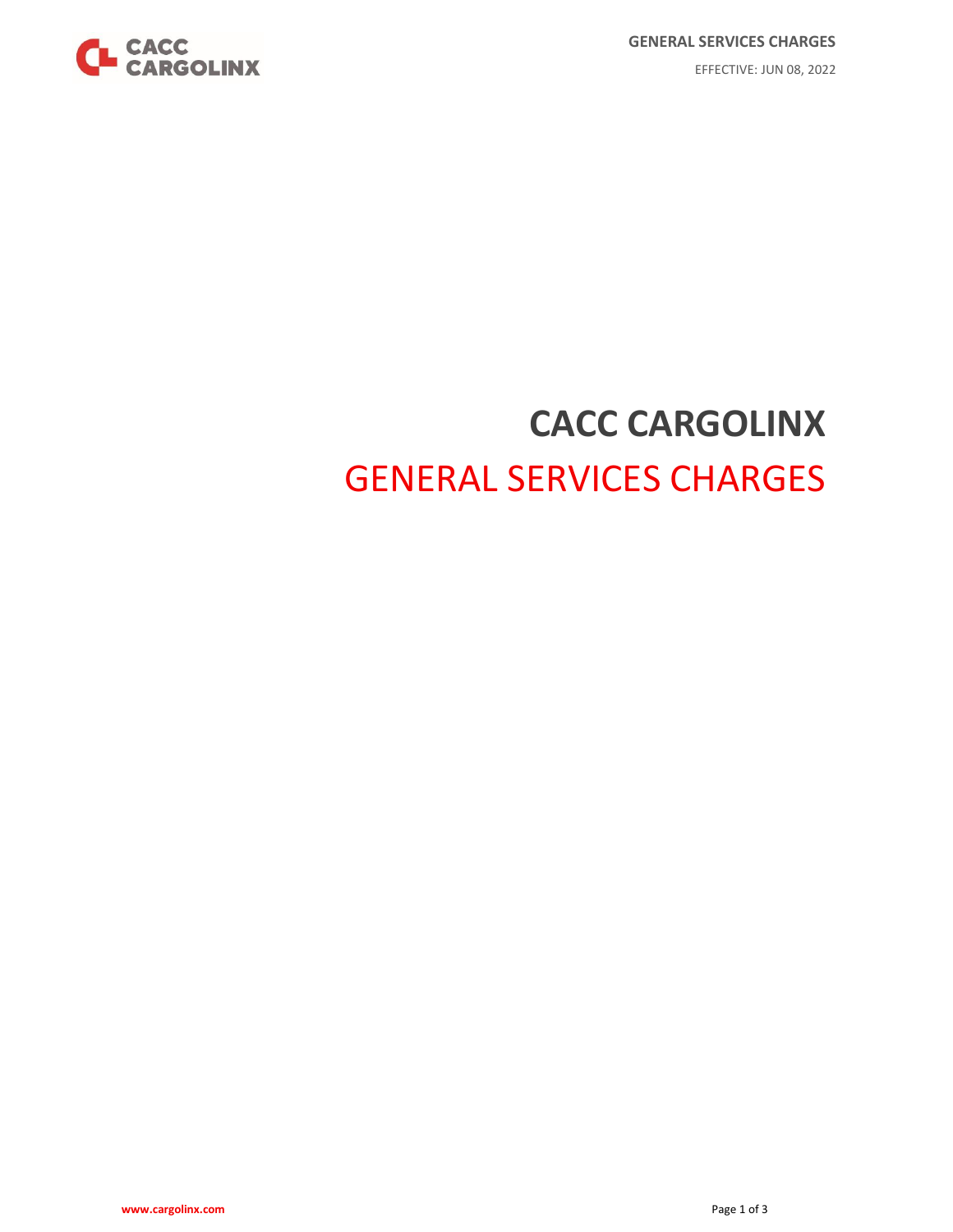# CACC CARGOLINX

## GENERAL SERVICES CHARGES

EFFECTIVE: JUN 08, 2022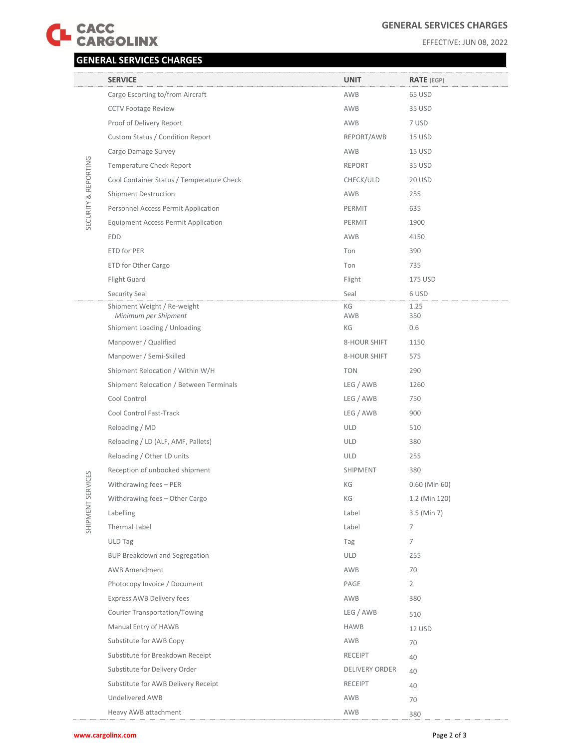## GENERAL SERVICES CHARGES

EFFECTIVE: JUN 08, 2022

| | SERVICE | UNIT | RATE (EGP) |
|---|---|---|---|
| SECURITY & REPORTING | Cargo Escorting to/from Aircraft | AWB | 65 USD |
| | CCTV Footage Review | AWB | 35 USD |
| | Proof of Delivery Report | AWB | 7 USD |
| | Custom Status / Condition Report | REPORT/AWB | 15 USD |
| | Cargo Damage Survey | AWB | 15 USD |
| | Temperature Check Report | REPORT | 35 USD |
| | Cool Container Status / Temperature Check | CHECK/ULD | 20 USD |
| | Shipment Destruction | AWB | 255 |
| | Personnel Access Permit Application | PERMIT | 635 |
| | Equipment Access Permit Application | PERMIT | 1900 |
| | EDD | AWB | 4150 |
| | ETD for PER | Ton | 390 |
| | ETD for Other Cargo | Ton | 735 |
| | Flight Guard | Flight | 175 USD |
| | Security Seal | Seal | 6 USD |
| SHIPMENT SERVICES | Shipment Weight / Re-weight | KG | 1.25 |
| | *Minimum per Shipment* | AWB | 350 |
| | Shipment Loading / Unloading | KG | 0.6 |
| | Manpower / Qualified | 8-HOUR SHIFT | 1150 |
| | Manpower / Semi-Skilled | 8-HOUR SHIFT | 575 |
| | Shipment Relocation / Within W/H | TON | 290 |
| | Shipment Relocation / Between Terminals | LEG / AWB | 1260 |
| | Cool Control | LEG / AWB | 750 |
| | Cool Control Fast-Track | LEG / AWB | 900 |
| | Reloading / MD | ULD | 510 |
| | Reloading / LD (ALF, AMF, Pallets) | ULD | 380 |
| | Reloading / Other LD units | ULD | 255 |
| | Reception of unbooked shipment | SHIPMENT | 380 |
| | Withdrawing fees – PER | KG | 0.60 (Min 60) |
| | Withdrawing fees – Other Cargo | KG | 1.2 (Min 120) |
| | Labelling | Label | 3.5 (Min 7) |
| | Thermal Label | Label | 7 |
| | ULD Tag | Tag | 7 |
| | BUP Breakdown and Segregation | ULD | 255 |
| | AWB Amendment | AWB | 70 |
| | Photocopy Invoice / Document | PAGE | 2 |
| | Express AWB Delivery fees | AWB | 380 |
| | Courier Transportation/Towing | LEG / AWB | 510 |
| | Manual Entry of HAWB | HAWB | 12 USD |
| | Substitute for AWB Copy | AWB | 70 |
| | Substitute for Breakdown Receipt | RECEIPT | 40 |
| | Substitute for Delivery Order | DELIVERY ORDER | 40 |
| | Substitute for AWB Delivery Receipt | RECEIPT | 40 |
| | Undelivered AWB | AWB | 70 |
| | Heavy AWB attachment | AWB | 380 |

www.cargolinx.com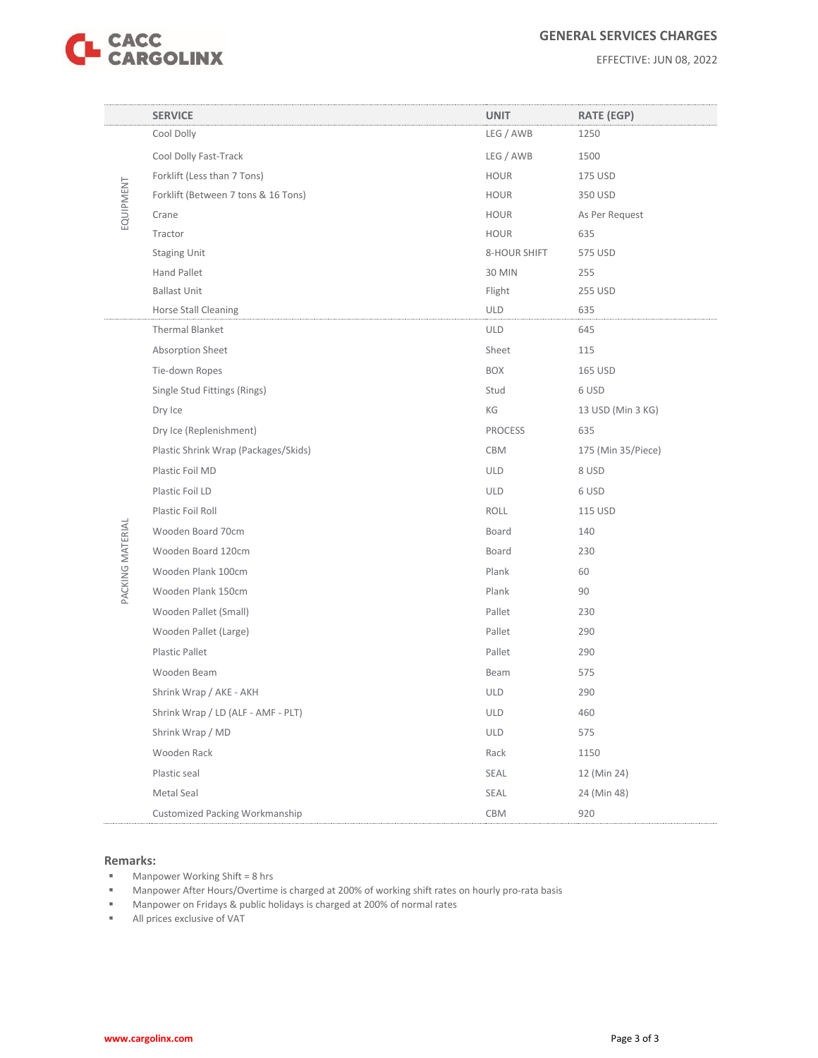CACC CARGOLINX

## GENERAL SERVICES CHARGES

EFFECTIVE: JUN 08, 2022

| | SERVICE | UNIT | RATE (EGP) |
|---|---|---|---|
| EQUIPMENT | Cool Dolly | LEG / AWB | 1250 |
| | Cool Dolly Fast-Track | LEG / AWB | 1500 |
| | Forklift (Less than 7 Tons) | HOUR | 175 USD |
| | Forklift (Between 7 tons & 16 Tons) | HOUR | 350 USD |
| | Crane | HOUR | As Per Request |
| | Tractor | HOUR | 635 |
| | Staging Unit | 8-HOUR SHIFT | 575 USD |
| | Hand Pallet | 30 MIN | 255 |
| | Ballast Unit | Flight | 255 USD |
| | Horse Stall Cleaning | ULD | 635 |
| PACKING MATERIAL | Thermal Blanket | ULD | 645 |
| | Absorption Sheet | Sheet | 115 |
| | Tie-down Ropes | BOX | 165 USD |
| | Single Stud Fittings (Rings) | Stud | 6 USD |
| | Dry Ice | KG | 13 USD (Min 3 KG) |
| | Dry Ice (Replenishment) | PROCESS | 635 |
| | Plastic Shrink Wrap (Packages/Skids) | CBM | 175 (Min 35/Piece) |
| | Plastic Foil MD | ULD | 8 USD |
| | Plastic Foil LD | ULD | 6 USD |
| | Plastic Foil Roll | ROLL | 115 USD |
| | Wooden Board 70cm | Board | 140 |
| | Wooden Board 120cm | Board | 230 |
| | Wooden Plank 100cm | Plank | 60 |
| | Wooden Plank 150cm | Plank | 90 |
| | Wooden Pallet (Small) | Pallet | 230 |
| | Wooden Pallet (Large) | Pallet | 290 |
| | Plastic Pallet | Pallet | 290 |
| | Wooden Beam | Beam | 575 |
| | Shrink Wrap / AKE - AKH | ULD | 290 |
| | Shrink Wrap / LD (ALF - AMF - PLT) | ULD | 460 |
| | Shrink Wrap / MD | ULD | 575 |
| | Wooden Rack | Rack | 1150 |
| | Plastic seal | SEAL | 12 (Min 24) |
| | Metal Seal | SEAL | 24 (Min 48) |
| | Customized Packing Workmanship | CBM | 920 |

**Remarks:**

- Manpower Working Shift = 8 hrs
- Manpower After Hours/Overtime is charged at 200% of working shift rates on hourly pro-rata basis
- Manpower on Fridays & public holidays is charged at 200% of normal rates
- All prices exclusive of VAT

www.cargolinx.com